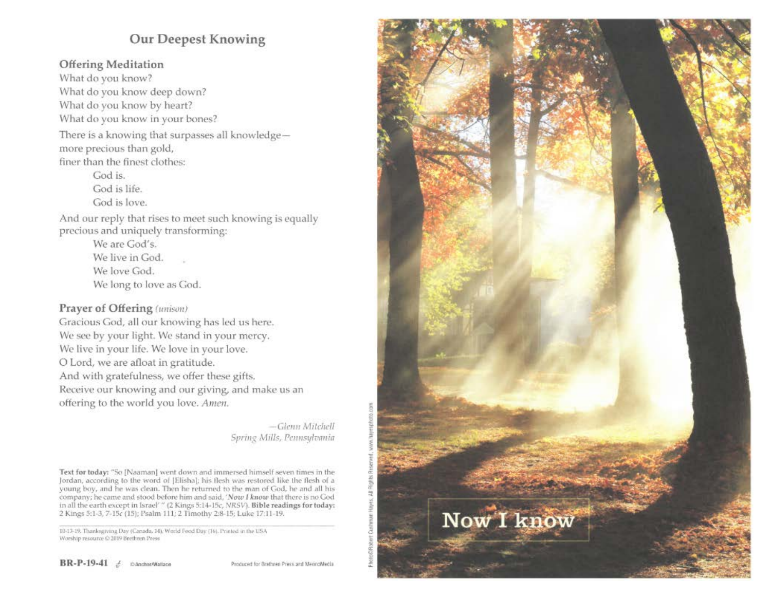# Our Deepest Knowing

## Offering Meditation

What do you know?
What do you know deep down?
What do you know by heart?
What do you know in your bones?

There is a knowing that surpasses all knowledge—
more precious than gold,
finer than the finest clothes:

> God is.
> God is life.
> God is love.

And our reply that rises to meet such knowing is equally precious and uniquely transforming:

> We are God's.
> We live in God.
> We love God.
> We long to love as God.

## Prayer of Offering *(unison)*

Gracious God, all our knowing has led us here.
We see by your light. We stand in your mercy.
We live in your life. We love in your love.
O Lord, we are afloat in gratitude.
And with gratefulness, we offer these gifts.
Receive our knowing and our giving, and make us an offering to the world you love. *Amen.*

*—Glenn Mitchell*
*Spring Mills, Pennsylvania*

**Text for today:** "So [Naaman] went down and immersed himself seven times in the Jordan, according to the word of [Elisha]; his flesh was restored like the flesh of a young boy, and he was clean. Then he returned to the man of God, he and all his company; he came and stood before him and said, '*Now I know* that there is no God in all the earth except in Israel' " (2 Kings 5:14-15c, *NRSV*). **Bible readings for today:** 2 Kings 5:1-3, 7-15c (15); Psalm 111; 2 Timothy 2:8-15; Luke 17:11-19.

10-13-19. Thanksgiving Day (Canada, 14). World Food Day (16). Printed in the USA
Worship resource © 2019 Brethren Press

**BR-P-19-41** © Anchor/Wallace

Produced for Brethren Press and MennoMedia

Photo©Robert Cushman Hayes, All Rights Reserved, www.hayesphoto.com

Now I know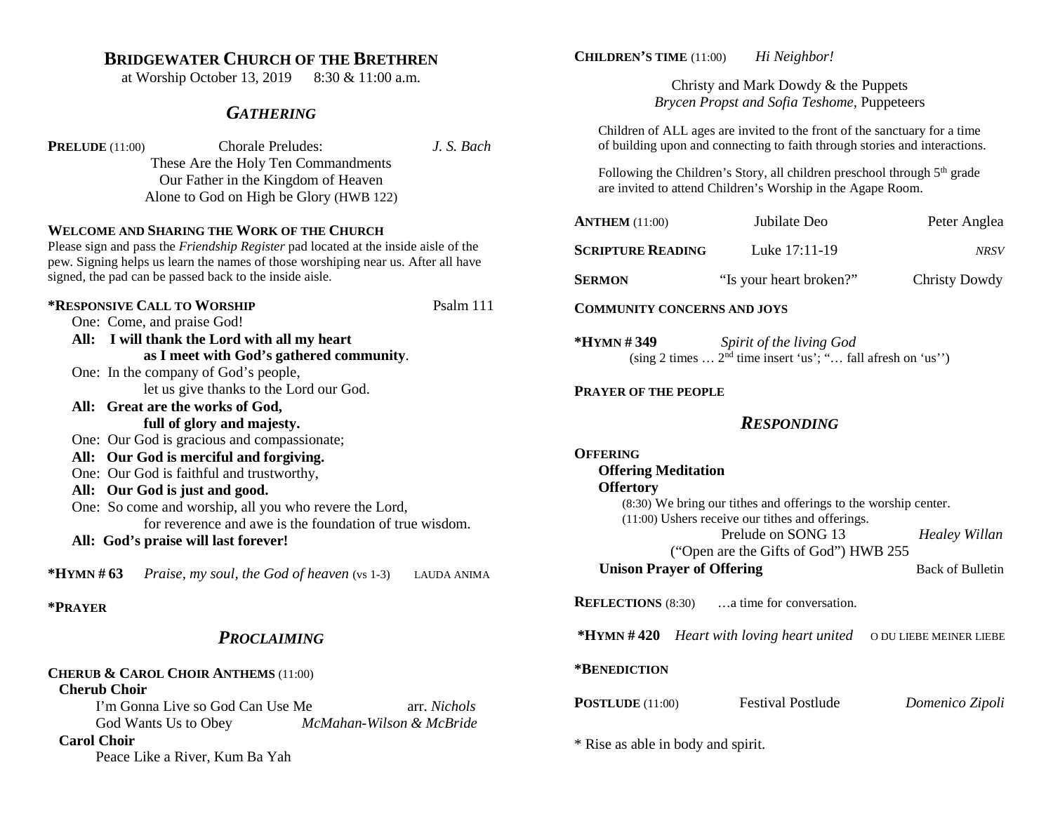# BRIDGEWATER CHURCH OF THE BRETHREN

at Worship October 13, 2019 8:30 & 11:00 a.m.

## *GATHERING*

**PRELUDE** (11:00) Chorale Preludes: *J. S. Bach*

These Are the Holy Ten Commandments
Our Father in the Kingdom of Heaven
Alone to God on High be Glory (HWB 122)

**WELCOME AND SHARING THE WORK OF THE CHURCH**

Please sign and pass the *Friendship Register* pad located at the inside aisle of the pew. Signing helps us learn the names of those worshiping near us. After all have signed, the pad can be passed back to the inside aisle.

***RESPONSIVE CALL TO WORSHIP** Psalm 111

One: Come, and praise God!
**All: I will thank the Lord with all my heart as I meet with God's gathered community**.
One: In the company of God's people, let us give thanks to the Lord our God.
**All: Great are the works of God, full of glory and majesty.**
One: Our God is gracious and compassionate;
**All: Our God is merciful and forgiving.**
One: Our God is faithful and trustworthy,
**All: Our God is just and good.**
One: So come and worship, all you who revere the Lord, for reverence and awe is the foundation of true wisdom.
**All: God's praise will last forever!**

***HYMN # 63** *Praise, my soul, the God of heaven* (vs 1-3) LAUDA ANIMA

***PRAYER**

## *PROCLAIMING*

**CHERUB & CAROL CHOIR ANTHEMS** (11:00)

**Cherub Choir**

I'm Gonna Live so God Can Use Me — arr. *Nichols*
God Wants Us to Obey — *McMahan-Wilson & McBride*

**Carol Choir**

Peace Like a River, Kum Ba Yah

**CHILDREN'S TIME** (11:00) *Hi Neighbor!*

Christy and Mark Dowdy & the Puppets
*Brycen Propst and Sofia Teshome*, Puppeteers

Children of ALL ages are invited to the front of the sanctuary for a time of building upon and connecting to faith through stories and interactions.

Following the Children's Story, all children preschool through $5^{th}$ grade are invited to attend Children's Worship in the Agape Room.

**ANTHEM** (11:00) Jubilate Deo — Peter Anglea

**SCRIPTURE READING** Luke 17:11-19 — *NRSV*

**SERMON** "Is your heart broken?" — Christy Dowdy

**COMMUNITY CONCERNS AND JOYS**

***HYMN # 349** *Spirit of the living God*
(sing 2 times … $2^{nd}$ time insert 'us'; "… fall afresh on 'us'')

**PRAYER OF THE PEOPLE**

## *RESPONDING*

**OFFERING**

**Offering Meditation**

**Offertory**

(8:30) We bring our tithes and offerings to the worship center.
(11:00) Ushers receive our tithes and offerings.

Prelude on SONG 13 — *Healey Willan*
("Open are the Gifts of God") HWB 255

**Unison Prayer of Offering** — Back of Bulletin

**REFLECTIONS** (8:30) …a time for conversation.

***HYMN # 420** *Heart with loving heart united* O DU LIEBE MEINER LIEBE

***BENEDICTION**

**POSTLUDE** (11:00) Festival Postlude — *Domenico Zipoli*

* Rise as able in body and spirit.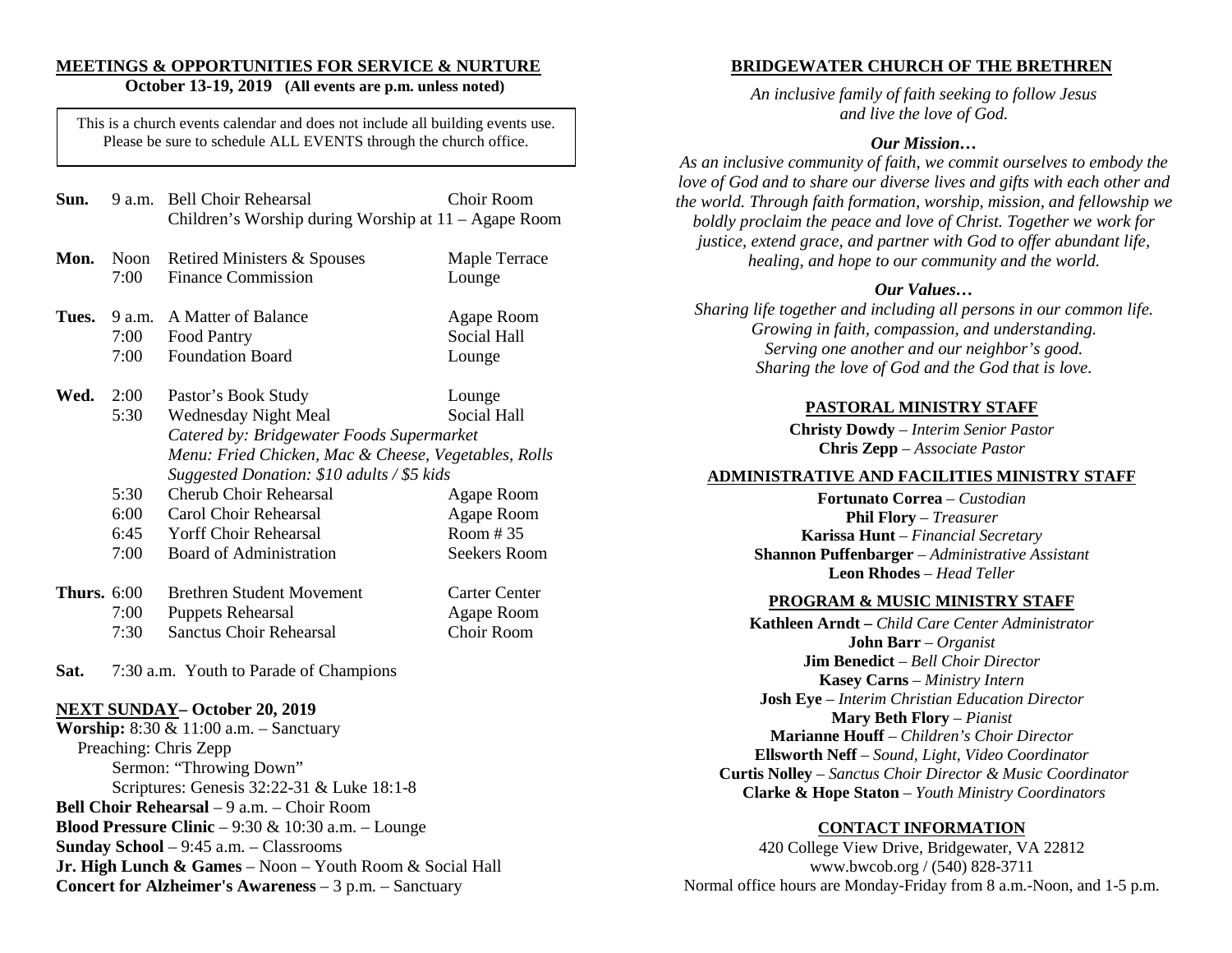## MEETINGS & OPPORTUNITIES FOR SERVICE & NURTURE

**October 13-19, 2019 (All events are p.m. unless noted)**

This is a church events calendar and does not include all building events use. Please be sure to schedule ALL EVENTS through the church office.

| Day | Time | Event | Location |
|---|---|---|---|
| **Sun.** | 9 a.m. | Bell Choir Rehearsal | Choir Room |
| | | Children's Worship during Worship at 11 – Agape Room | |
| **Mon.** | Noon | Retired Ministers & Spouses | Maple Terrace |
| | 7:00 | Finance Commission | Lounge |
| **Tues.** | 9 a.m. | A Matter of Balance | Agape Room |
| | 7:00 | Food Pantry | Social Hall |
| | 7:00 | Foundation Board | Lounge |
| **Wed.** | 2:00 | Pastor's Book Study | Lounge |
| | 5:30 | Wednesday Night Meal | Social Hall |
| | | *Catered by: Bridgewater Foods Supermarket* | |
| | | *Menu: Fried Chicken, Mac & Cheese, Vegetables, Rolls* | |
| | | *Suggested Donation: $10 adults / $5 kids* | |
| | 5:30 | Cherub Choir Rehearsal | Agape Room |
| | 6:00 | Carol Choir Rehearsal | Agape Room |
| | 6:45 | Yorff Choir Rehearsal | Room # 35 |
| | 7:00 | Board of Administration | Seekers Room |
| **Thurs.** | 6:00 | Brethren Student Movement | Carter Center |
| | 7:00 | Puppets Rehearsal | Agape Room |
| | 7:30 | Sanctus Choir Rehearsal | Choir Room |
| **Sat.** | 7:30 a.m. | Youth to Parade of Champions | |

### NEXT SUNDAY– October 20, 2019

**Worship:** 8:30 & 11:00 a.m. – Sanctuary
Preaching: Chris Zepp
Sermon: "Throwing Down"
Scriptures: Genesis 32:22-31 & Luke 18:1-8
**Bell Choir Rehearsal** – 9 a.m. – Choir Room
**Blood Pressure Clinic** – 9:30 & 10:30 a.m. – Lounge
**Sunday School** – 9:45 a.m. – Classrooms
**Jr. High Lunch & Games** – Noon – Youth Room & Social Hall
**Concert for Alzheimer's Awareness** – 3 p.m. – Sanctuary

## BRIDGEWATER CHURCH OF THE BRETHREN

*An inclusive family of faith seeking to follow Jesus and live the love of God.*

### *Our Mission…*

*As an inclusive community of faith, we commit ourselves to embody the love of God and to share our diverse lives and gifts with each other and the world. Through faith formation, worship, mission, and fellowship we boldly proclaim the peace and love of Christ. Together we work for justice, extend grace, and partner with God to offer abundant life, healing, and hope to our community and the world.*

### *Our Values…*

*Sharing life together and including all persons in our common life.*
*Growing in faith, compassion, and understanding.*
*Serving one another and our neighbor's good.*
*Sharing the love of God and the God that is love.*

### PASTORAL MINISTRY STAFF

**Christy Dowdy** – *Interim Senior Pastor*
**Chris Zepp** – *Associate Pastor*

### ADMINISTRATIVE AND FACILITIES MINISTRY STAFF

**Fortunato Correa** – *Custodian*
**Phil Flory** – *Treasurer*
**Karissa Hunt** – *Financial Secretary*
**Shannon Puffenbarger** – *Administrative Assistant*
**Leon Rhodes** – *Head Teller*

### PROGRAM & MUSIC MINISTRY STAFF

**Kathleen Arndt –** *Child Care Center Administrator*
**John Barr** – *Organist*
**Jim Benedict** – *Bell Choir Director*
**Kasey Carns** – *Ministry Intern*
**Josh Eye** – *Interim Christian Education Director*
**Mary Beth Flory** – *Pianist*
**Marianne Houff** – *Children's Choir Director*
**Ellsworth Neff** – *Sound, Light, Video Coordinator*
**Curtis Nolley** – *Sanctus Choir Director & Music Coordinator*
**Clarke & Hope Staton** – *Youth Ministry Coordinators*

### CONTACT INFORMATION

420 College View Drive, Bridgewater, VA 22812
www.bwcob.org / (540) 828-3711
Normal office hours are Monday-Friday from 8 a.m.-Noon, and 1-5 p.m.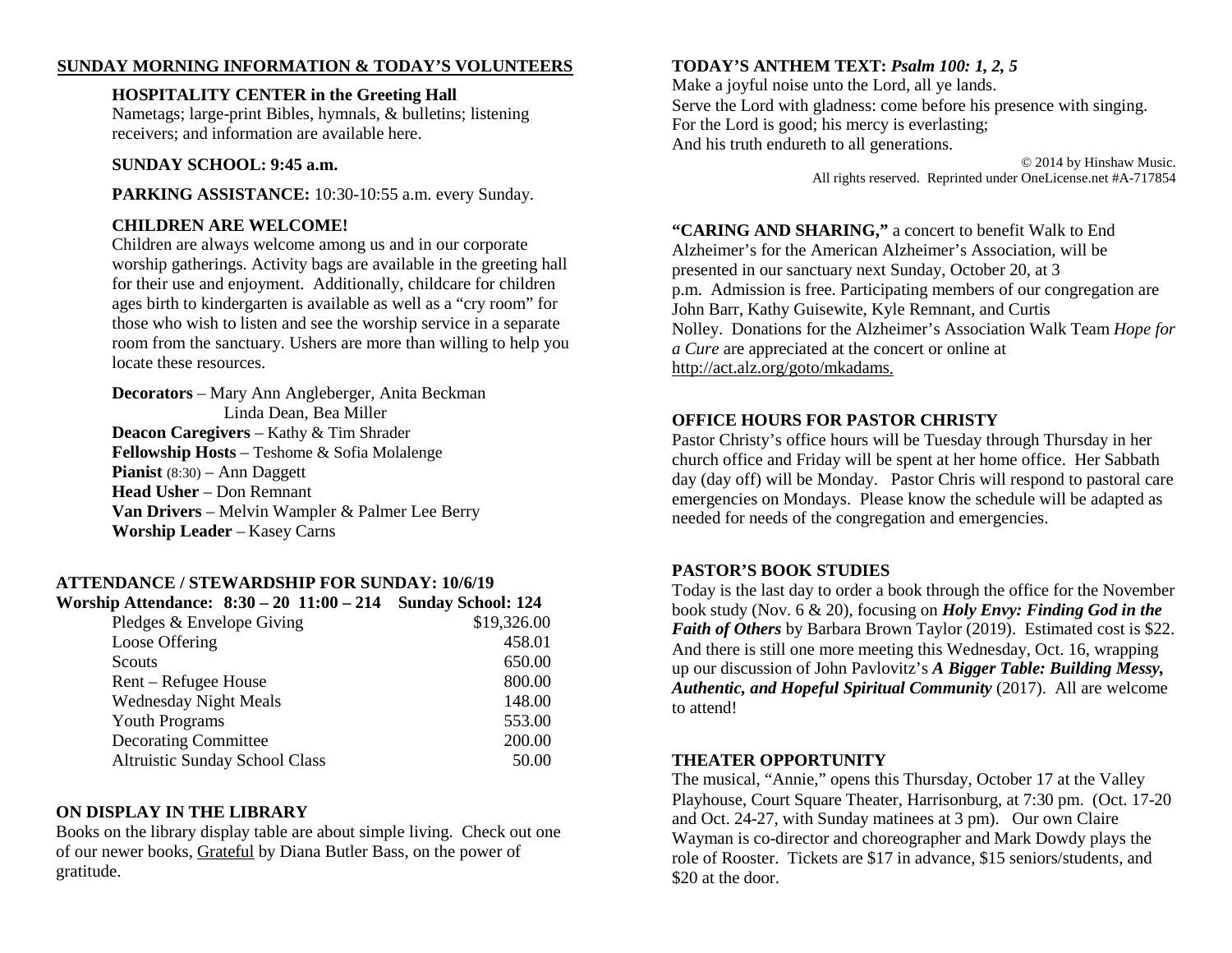## SUNDAY MORNING INFORMATION & TODAY'S VOLUNTEERS

**HOSPITALITY CENTER in the Greeting Hall**

Nametags; large-print Bibles, hymnals, & bulletins; listening receivers; and information are available here.

**SUNDAY SCHOOL: 9:45 a.m.**

**PARKING ASSISTANCE:** 10:30-10:55 a.m. every Sunday.

**CHILDREN ARE WELCOME!**

Children are always welcome among us and in our corporate worship gatherings. Activity bags are available in the greeting hall for their use and enjoyment. Additionally, childcare for children ages birth to kindergarten is available as well as a "cry room" for those who wish to listen and see the worship service in a separate room from the sanctuary. Ushers are more than willing to help you locate these resources.

**Decorators** – Mary Ann Angleberger, Anita Beckman Linda Dean, Bea Miller
**Deacon Caregivers** – Kathy & Tim Shrader
**Fellowship Hosts** – Teshome & Sofia Molalenge
**Pianist** (8:30) – Ann Daggett
**Head Usher** – Don Remnant
**Van Drivers** – Melvin Wampler & Palmer Lee Berry
**Worship Leader** – Kasey Carns

**ATTENDANCE / STEWARDSHIP FOR SUNDAY: 10/6/19**
**Worship Attendance: 8:30 – 20 11:00 – 214 Sunday School: 124**

| | |
|---|---|
| Pledges & Envelope Giving | $19,326.00 |
| Loose Offering | 458.01 |
| Scouts | 650.00 |
| Rent – Refugee House | 800.00 |
| Wednesday Night Meals | 148.00 |
| Youth Programs | 553.00 |
| Decorating Committee | 200.00 |
| Altruistic Sunday School Class | 50.00 |

**ON DISPLAY IN THE LIBRARY**

Books on the library display table are about simple living. Check out one of our newer books, Grateful by Diana Butler Bass, on the power of gratitude.

**TODAY'S ANTHEM TEXT:** ***Psalm 100: 1, 2, 5***

Make a joyful noise unto the Lord, all ye lands.
Serve the Lord with gladness: come before his presence with singing.
For the Lord is good; his mercy is everlasting;
And his truth endureth to all generations.

© 2014 by Hinshaw Music.
All rights reserved. Reprinted under OneLicense.net #A-717854

**"CARING AND SHARING,"** a concert to benefit Walk to End Alzheimer's for the American Alzheimer's Association, will be presented in our sanctuary next Sunday, October 20, at 3 p.m. Admission is free. Participating members of our congregation are John Barr, Kathy Guisewite, Kyle Remnant, and Curtis Nolley. Donations for the Alzheimer's Association Walk Team *Hope for a Cure* are appreciated at the concert or online at http://act.alz.org/goto/mkadams.

**OFFICE HOURS FOR PASTOR CHRISTY**

Pastor Christy's office hours will be Tuesday through Thursday in her church office and Friday will be spent at her home office. Her Sabbath day (day off) will be Monday. Pastor Chris will respond to pastoral care emergencies on Mondays. Please know the schedule will be adapted as needed for needs of the congregation and emergencies.

**PASTOR'S BOOK STUDIES**

Today is the last day to order a book through the office for the November book study (Nov. 6 & 20), focusing on ***Holy Envy: Finding God in the Faith of Others*** by Barbara Brown Taylor (2019). Estimated cost is $22. And there is still one more meeting this Wednesday, Oct. 16, wrapping up our discussion of John Pavlovitz's ***A Bigger Table: Building Messy, Authentic, and Hopeful Spiritual Community*** (2017). All are welcome to attend!

**THEATER OPPORTUNITY**

The musical, "Annie," opens this Thursday, October 17 at the Valley Playhouse, Court Square Theater, Harrisonburg, at 7:30 pm. (Oct. 17-20 and Oct. 24-27, with Sunday matinees at 3 pm). Our own Claire Wayman is co-director and choreographer and Mark Dowdy plays the role of Rooster. Tickets are $17 in advance, $15 seniors/students, and $20 at the door.